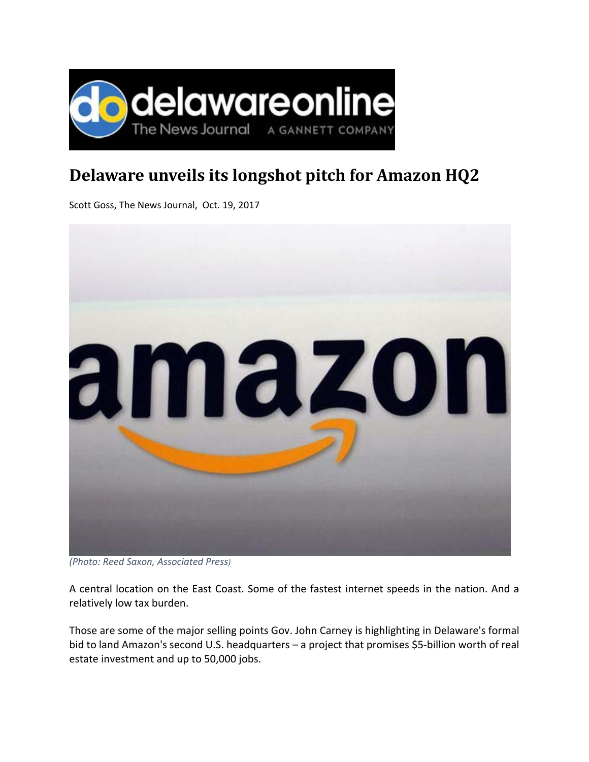# Delaware unveils its longshot pitch for Amazon HQ2

Scott Goss, The News Journal, Oct. 19, 2017

*(Photo: Reed Saxon, Associated Press)*

A central location on the East Coast. Some of the fastest internet speeds in the nation. And a relatively low tax burden.

Those are some of the major selling points Gov. John Carney is highlighting in Delaware's formal bid to land Amazon's second U.S. headquarters – a project that promises $5-billion worth of real estate investment and up to 50,000 jobs.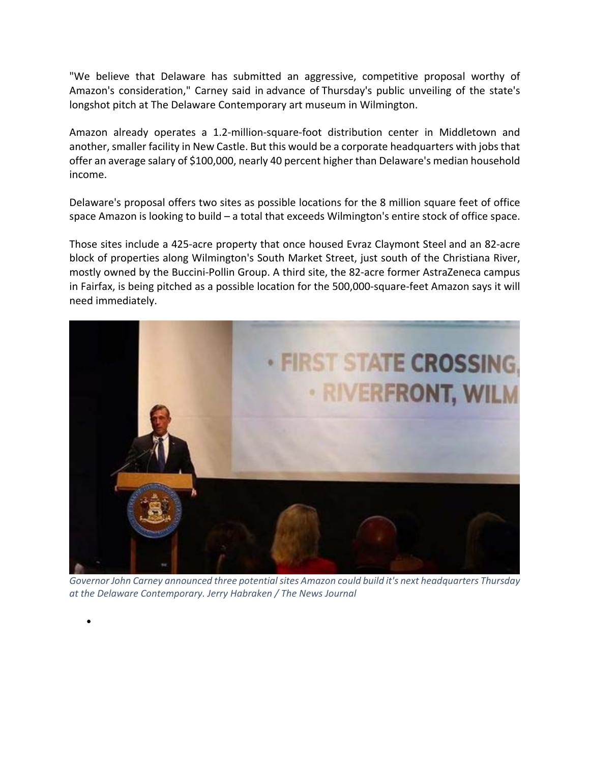"We believe that Delaware has submitted an aggressive, competitive proposal worthy of Amazon's consideration," Carney said in advance of Thursday's public unveiling of the state's longshot pitch at The Delaware Contemporary art museum in Wilmington.

Amazon already operates a 1.2-million-square-foot distribution center in Middletown and another, smaller facility in New Castle. But this would be a corporate headquarters with jobs that offer an average salary of $100,000, nearly 40 percent higher than Delaware's median household income.

Delaware's proposal offers two sites as possible locations for the 8 million square feet of office space Amazon is looking to build – a total that exceeds Wilmington's entire stock of office space.

Those sites include a 425-acre property that once housed Evraz Claymont Steel and an 82-acre block of properties along Wilmington's South Market Street, just south of the Christiana River, mostly owned by the Buccini-Pollin Group. A third site, the 82-acre former AstraZeneca campus in Fairfax, is being pitched as a possible location for the 500,000-square-feet Amazon says it will need immediately.

*Governor John Carney announced three potential sites Amazon could build it's next headquarters Thursday at the Delaware Contemporary. Jerry Habraken / The News Journal*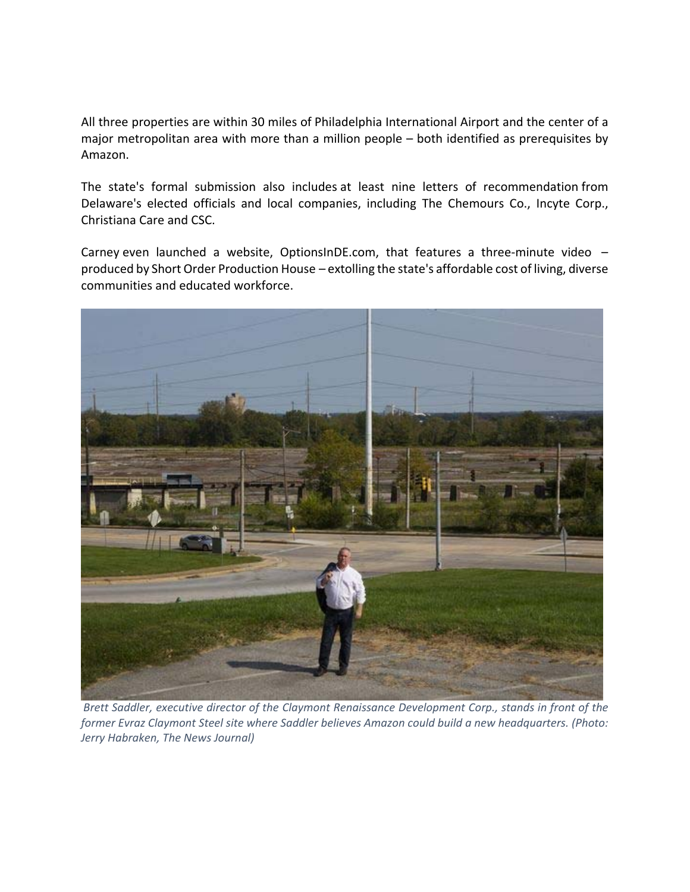All three properties are within 30 miles of Philadelphia International Airport and the center of a major metropolitan area with more than a million people – both identified as prerequisites by Amazon.

The state's formal submission also includes at least nine letters of recommendation from Delaware's elected officials and local companies, including The Chemours Co., Incyte Corp., Christiana Care and CSC.

Carney even launched a website, OptionsInDE.com, that features a three-minute video – produced by Short Order Production House – extolling the state's affordable cost of living, diverse communities and educated workforce.

*Brett Saddler, executive director of the Claymont Renaissance Development Corp., stands in front of the former Evraz Claymont Steel site where Saddler believes Amazon could build a new headquarters. (Photo: Jerry Habraken, The News Journal)*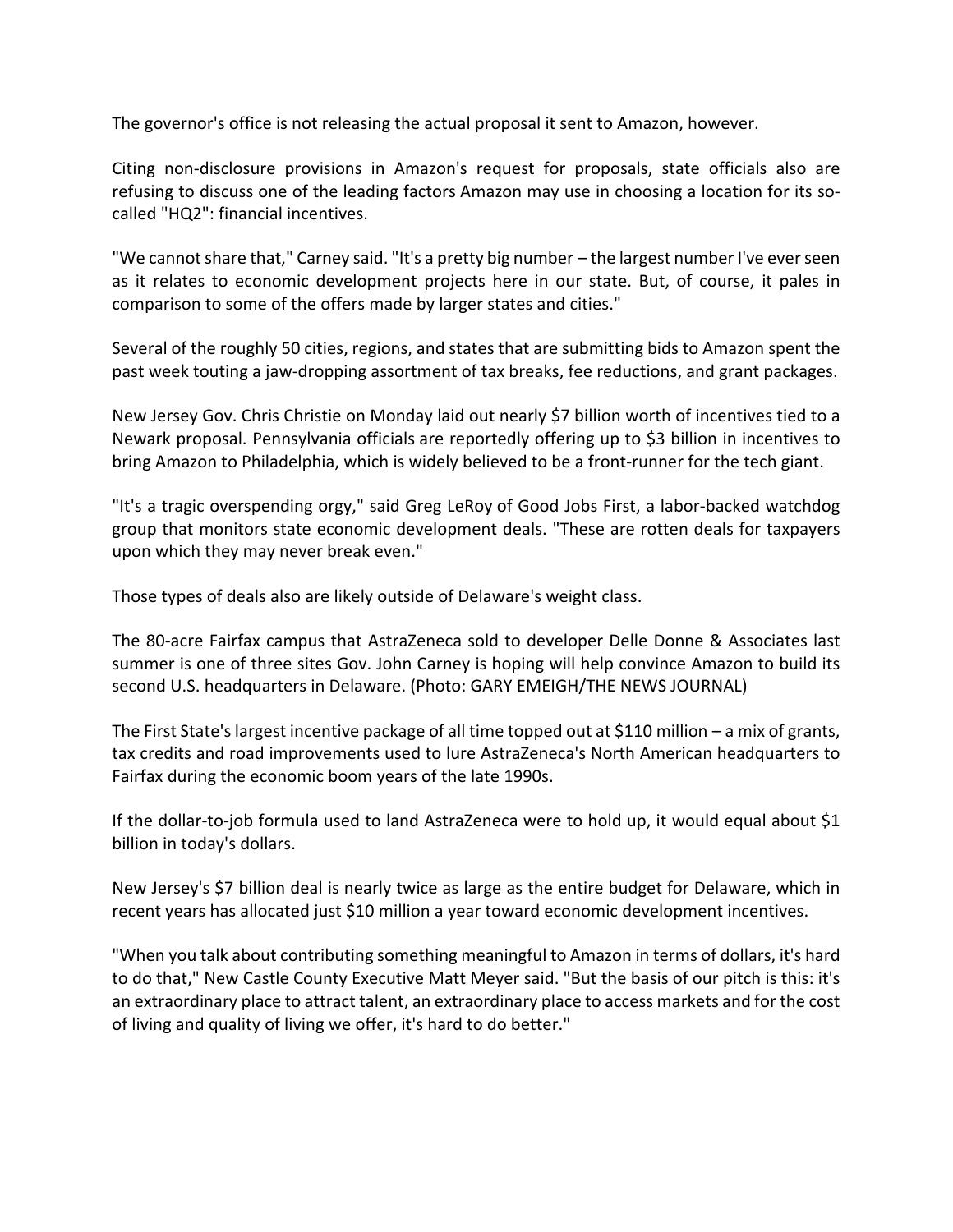The governor's office is not releasing the actual proposal it sent to Amazon, however.

Citing non-disclosure provisions in Amazon's request for proposals, state officials also are refusing to discuss one of the leading factors Amazon may use in choosing a location for its so-called "HQ2": financial incentives.

"We cannot share that," Carney said. "It's a pretty big number – the largest number I've ever seen as it relates to economic development projects here in our state. But, of course, it pales in comparison to some of the offers made by larger states and cities."

Several of the roughly 50 cities, regions, and states that are submitting bids to Amazon spent the past week touting a jaw-dropping assortment of tax breaks, fee reductions, and grant packages.

New Jersey Gov. Chris Christie on Monday laid out nearly $7 billion worth of incentives tied to a Newark proposal. Pennsylvania officials are reportedly offering up to $3 billion in incentives to bring Amazon to Philadelphia, which is widely believed to be a front-runner for the tech giant.

"It's a tragic overspending orgy," said Greg LeRoy of Good Jobs First, a labor-backed watchdog group that monitors state economic development deals. "These are rotten deals for taxpayers upon which they may never break even."

Those types of deals also are likely outside of Delaware's weight class.

The 80-acre Fairfax campus that AstraZeneca sold to developer Delle Donne & Associates last summer is one of three sites Gov. John Carney is hoping will help convince Amazon to build its second U.S. headquarters in Delaware. (Photo: GARY EMEIGH/THE NEWS JOURNAL)

The First State's largest incentive package of all time topped out at $110 million – a mix of grants, tax credits and road improvements used to lure AstraZeneca's North American headquarters to Fairfax during the economic boom years of the late 1990s.

If the dollar-to-job formula used to land AstraZeneca were to hold up, it would equal about $1 billion in today's dollars.

New Jersey's $7 billion deal is nearly twice as large as the entire budget for Delaware, which in recent years has allocated just $10 million a year toward economic development incentives.

"When you talk about contributing something meaningful to Amazon in terms of dollars, it's hard to do that," New Castle County Executive Matt Meyer said. "But the basis of our pitch is this: it's an extraordinary place to attract talent, an extraordinary place to access markets and for the cost of living and quality of living we offer, it's hard to do better."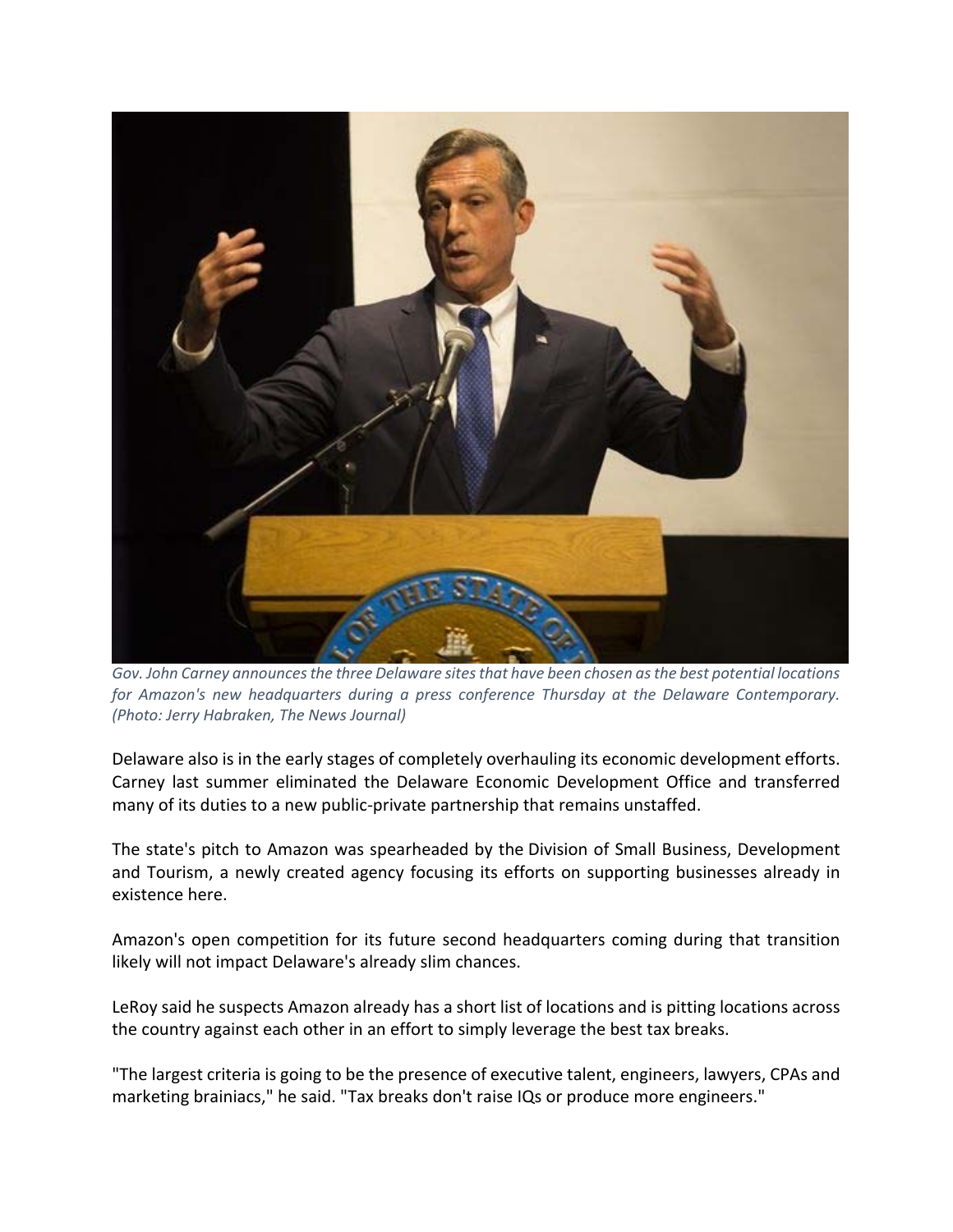*Gov. John Carney announces the three Delaware sites that have been chosen as the best potential locations for Amazon's new headquarters during a press conference Thursday at the Delaware Contemporary. (Photo: Jerry Habraken, The News Journal)*

Delaware also is in the early stages of completely overhauling its economic development efforts. Carney last summer eliminated the Delaware Economic Development Office and transferred many of its duties to a new public-private partnership that remains unstaffed.

The state's pitch to Amazon was spearheaded by the Division of Small Business, Development and Tourism, a newly created agency focusing its efforts on supporting businesses already in existence here.

Amazon's open competition for its future second headquarters coming during that transition likely will not impact Delaware's already slim chances.

LeRoy said he suspects Amazon already has a short list of locations and is pitting locations across the country against each other in an effort to simply leverage the best tax breaks.

"The largest criteria is going to be the presence of executive talent, engineers, lawyers, CPAs and marketing brainiacs," he said. "Tax breaks don't raise IQs or produce more engineers."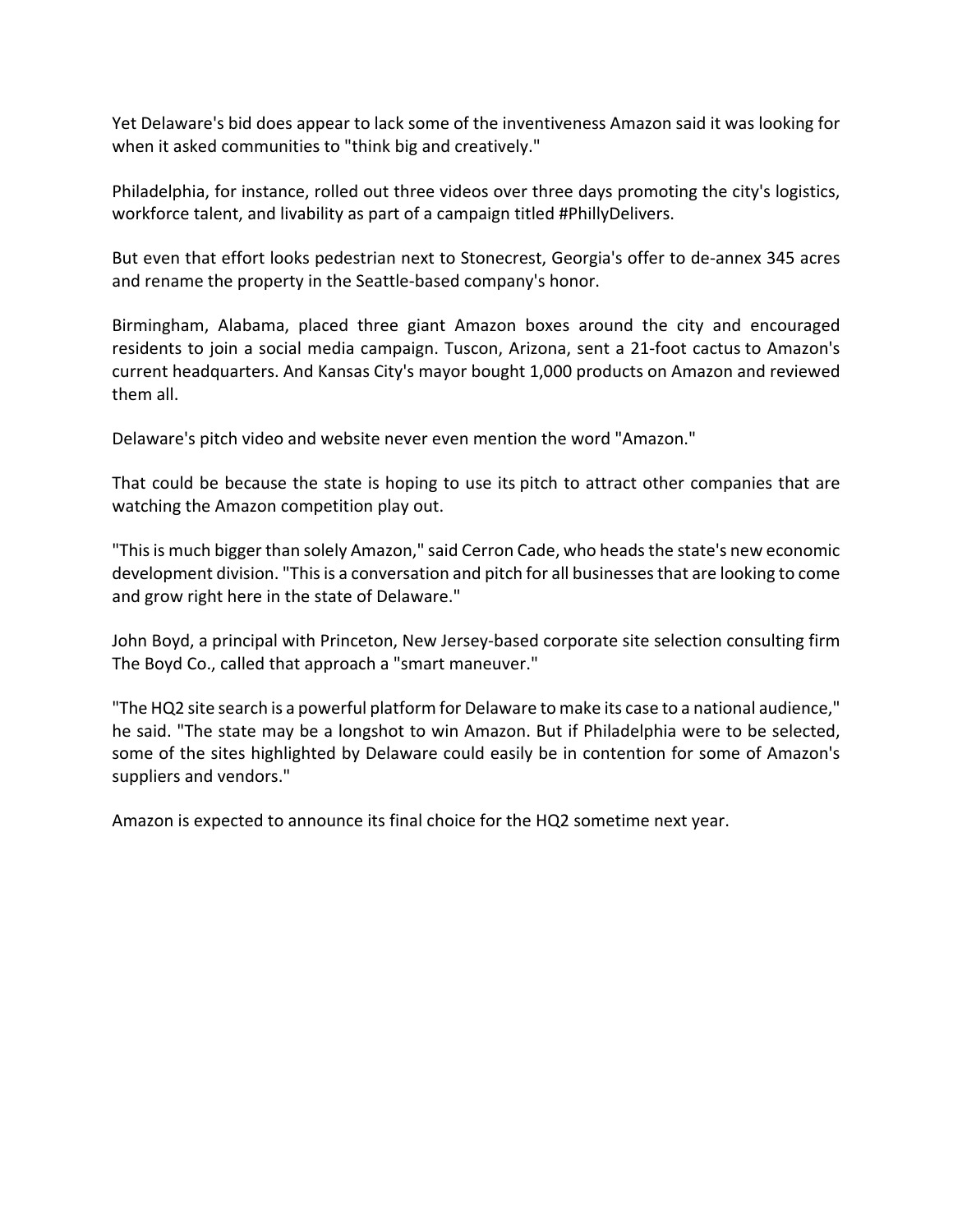Yet Delaware's bid does appear to lack some of the inventiveness Amazon said it was looking for when it asked communities to "think big and creatively."

Philadelphia, for instance, rolled out three videos over three days promoting the city's logistics, workforce talent, and livability as part of a campaign titled #PhillyDelivers.

But even that effort looks pedestrian next to Stonecrest, Georgia's offer to de-annex 345 acres and rename the property in the Seattle-based company's honor.

Birmingham, Alabama, placed three giant Amazon boxes around the city and encouraged residents to join a social media campaign. Tuscon, Arizona, sent a 21-foot cactus to Amazon's current headquarters. And Kansas City's mayor bought 1,000 products on Amazon and reviewed them all.

Delaware's pitch video and website never even mention the word "Amazon."

That could be because the state is hoping to use its pitch to attract other companies that are watching the Amazon competition play out.

"This is much bigger than solely Amazon," said Cerron Cade, who heads the state's new economic development division. "This is a conversation and pitch for all businesses that are looking to come and grow right here in the state of Delaware."

John Boyd, a principal with Princeton, New Jersey-based corporate site selection consulting firm The Boyd Co., called that approach a "smart maneuver."

"The HQ2 site search is a powerful platform for Delaware to make its case to a national audience," he said. "The state may be a longshot to win Amazon. But if Philadelphia were to be selected, some of the sites highlighted by Delaware could easily be in contention for some of Amazon's suppliers and vendors."

Amazon is expected to announce its final choice for the HQ2 sometime next year.